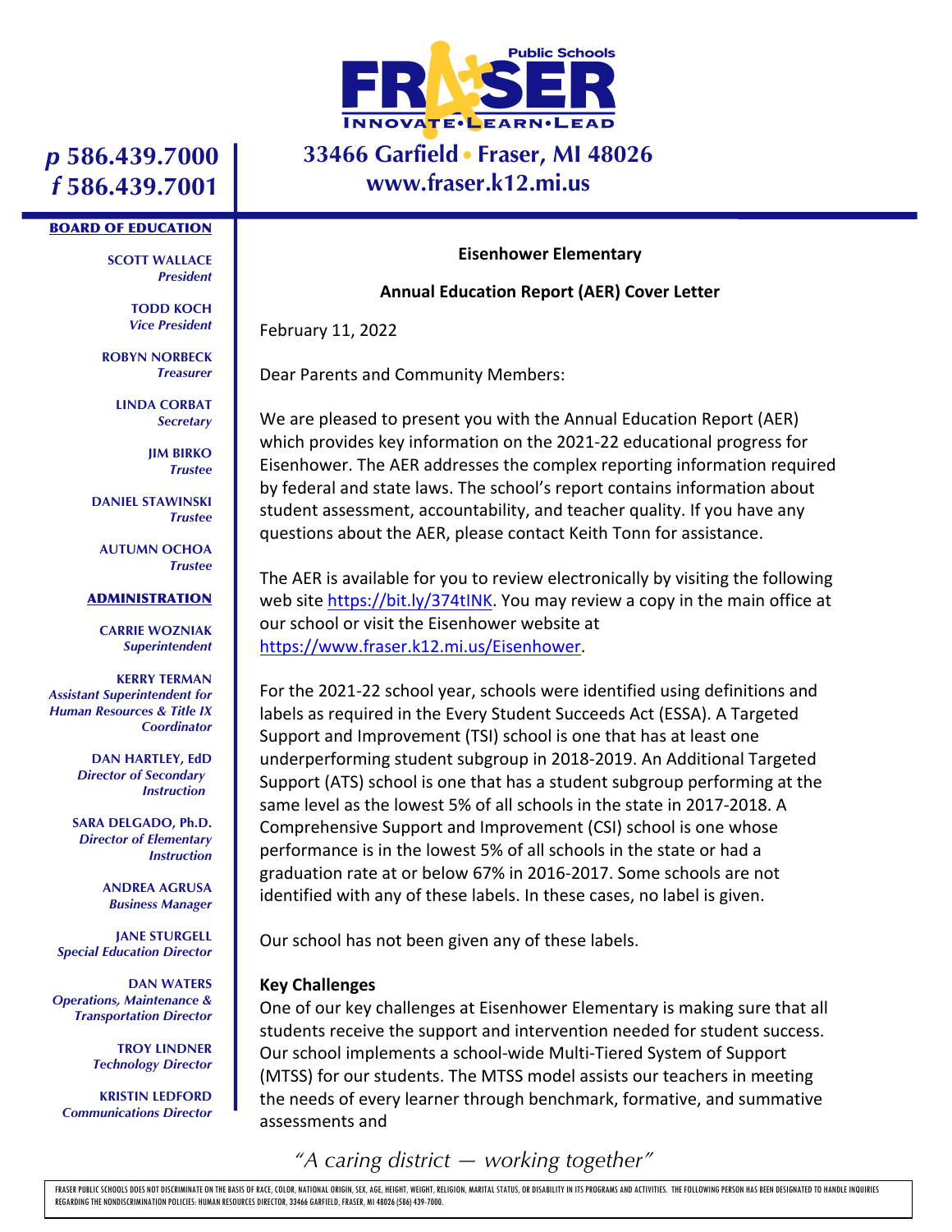Public Schools
FRASER
INNOVATE•LEARN•LEAD

**p 586.439.7000**
**f 586.439.7001**

**33466 Garfield • Fraser, MI 48026**
**www.fraser.k12.mi.us**

**BOARD OF EDUCATION**

**SCOTT WALLACE**
*President*

**TODD KOCH**
*Vice President*

**ROBYN NORBECK**
*Treasurer*

**LINDA CORBAT**
*Secretary*

**JIM BIRKO**
*Trustee*

**DANIEL STAWINSKI**
*Trustee*

**AUTUMN OCHOA**
*Trustee*

**ADMINISTRATION**

**CARRIE WOZNIAK**
*Superintendent*

**KERRY TERMAN**
*Assistant Superintendent for Human Resources & Title IX Coordinator*

**DAN HARTLEY, EdD**
*Director of Secondary Instruction*

**SARA DELGADO, Ph.D.**
*Director of Elementary Instruction*

**ANDREA AGRUSA**
*Business Manager*

**JANE STURGELL**
*Special Education Director*

**DAN WATERS**
*Operations, Maintenance & Transportation Director*

**TROY LINDNER**
*Technology Director*

**KRISTIN LEDFORD**
*Communications Director*

**Eisenhower Elementary**

**Annual Education Report (AER) Cover Letter**

February 11, 2022

Dear Parents and Community Members:

We are pleased to present you with the Annual Education Report (AER) which provides key information on the 2021-22 educational progress for Eisenhower. The AER addresses the complex reporting information required by federal and state laws. The school's report contains information about student assessment, accountability, and teacher quality. If you have any questions about the AER, please contact Keith Tonn for assistance.

The AER is available for you to review electronically by visiting the following web site https://bit.ly/374tINK. You may review a copy in the main office at our school or visit the Eisenhower website at https://www.fraser.k12.mi.us/Eisenhower.

For the 2021-22 school year, schools were identified using definitions and labels as required in the Every Student Succeeds Act (ESSA). A Targeted Support and Improvement (TSI) school is one that has at least one underperforming student subgroup in 2018-2019. An Additional Targeted Support (ATS) school is one that has a student subgroup performing at the same level as the lowest 5% of all schools in the state in 2017-2018. A Comprehensive Support and Improvement (CSI) school is one whose performance is in the lowest 5% of all schools in the state or had a graduation rate at or below 67% in 2016-2017. Some schools are not identified with any of these labels. In these cases, no label is given.

Our school has not been given any of these labels.

**Key Challenges**

One of our key challenges at Eisenhower Elementary is making sure that all students receive the support and intervention needed for student success. Our school implements a school-wide Multi-Tiered System of Support (MTSS) for our students. The MTSS model assists our teachers in meeting the needs of every learner through benchmark, formative, and summative assessments and

*"A caring district — working together"*

FRASER PUBLIC SCHOOLS DOES NOT DISCRIMINATE ON THE BASIS OF RACE, COLOR, NATIONAL ORIGIN, SEX, AGE, HEIGHT, WEIGHT, RELIGION, MARITAL STATUS, OR DISABILITY IN ITS PROGRAMS AND ACTIVITIES. THE FOLLOWING PERSON HAS BEEN DESIGNATED TO HANDLE INQUIRIES REGARDING THE NONDISCRIMINATION POLICIES: HUMAN RESOURCES DIRECTOR, 33466 GARFIELD, FRASER, MI 48026 (586) 439-7000.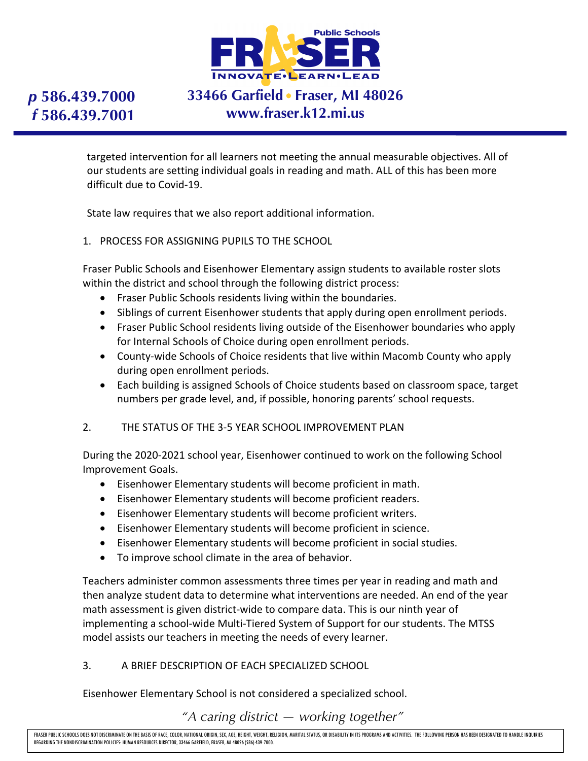targeted intervention for all learners not meeting the annual measurable objectives. All of our students are setting individual goals in reading and math. ALL of this has been more difficult due to Covid-19.

State law requires that we also report additional information.

1. PROCESS FOR ASSIGNING PUPILS TO THE SCHOOL

Fraser Public Schools and Eisenhower Elementary assign students to available roster slots within the district and school through the following district process:

- Fraser Public Schools residents living within the boundaries.
- Siblings of current Eisenhower students that apply during open enrollment periods.
- Fraser Public School residents living outside of the Eisenhower boundaries who apply for Internal Schools of Choice during open enrollment periods.
- County-wide Schools of Choice residents that live within Macomb County who apply during open enrollment periods.
- Each building is assigned Schools of Choice students based on classroom space, target numbers per grade level, and, if possible, honoring parents' school requests.

2. THE STATUS OF THE 3-5 YEAR SCHOOL IMPROVEMENT PLAN

During the 2020-2021 school year, Eisenhower continued to work on the following School Improvement Goals.

- Eisenhower Elementary students will become proficient in math.
- Eisenhower Elementary students will become proficient readers.
- Eisenhower Elementary students will become proficient writers.
- Eisenhower Elementary students will become proficient in science.
- Eisenhower Elementary students will become proficient in social studies.
- To improve school climate in the area of behavior.

Teachers administer common assessments three times per year in reading and math and then analyze student data to determine what interventions are needed. An end of the year math assessment is given district-wide to compare data. This is our ninth year of implementing a school-wide Multi-Tiered System of Support for our students. The MTSS model assists our teachers in meeting the needs of every learner.

3. A BRIEF DESCRIPTION OF EACH SPECIALIZED SCHOOL

Eisenhower Elementary School is not considered a specialized school.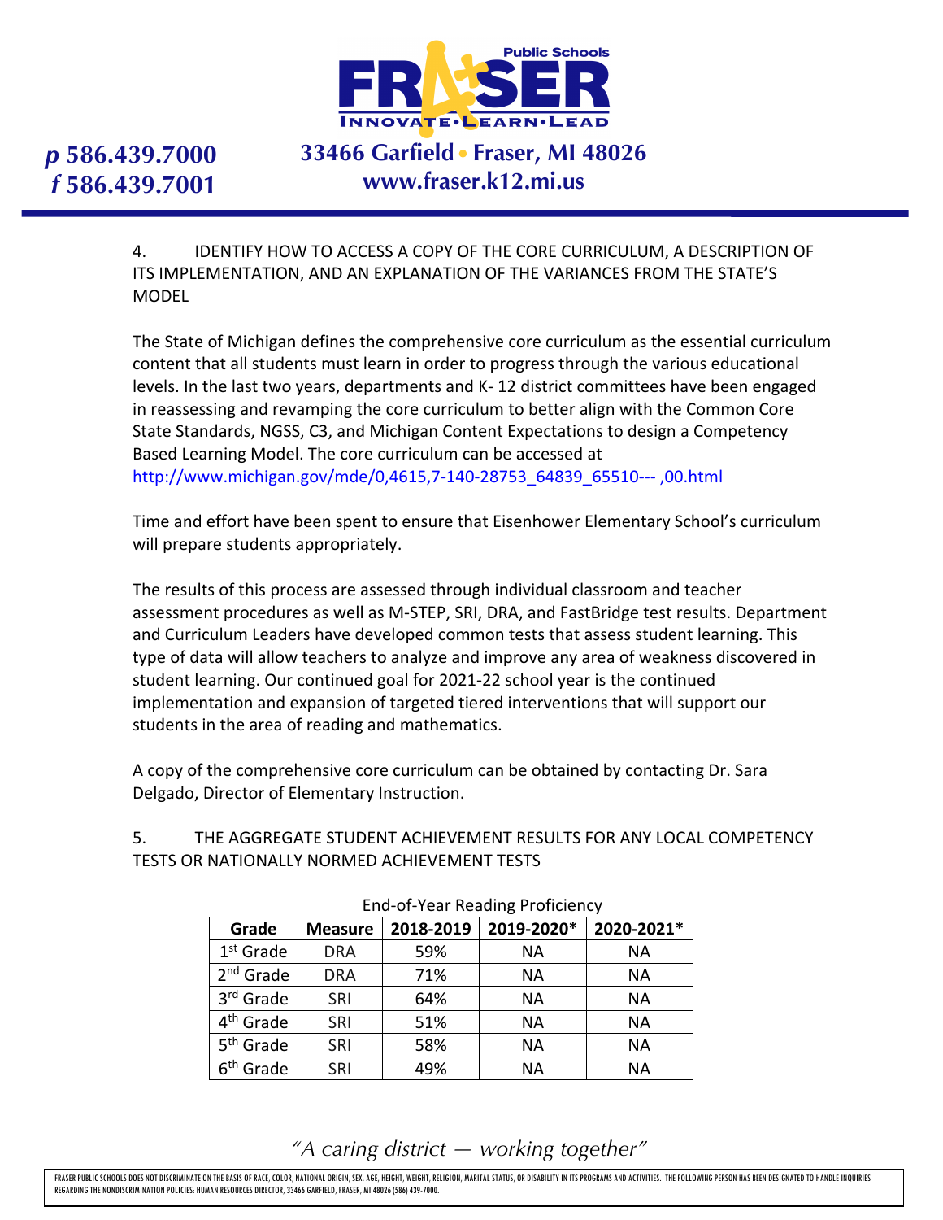4. IDENTIFY HOW TO ACCESS A COPY OF THE CORE CURRICULUM, A DESCRIPTION OF ITS IMPLEMENTATION, AND AN EXPLANATION OF THE VARIANCES FROM THE STATE'S MODEL

The State of Michigan defines the comprehensive core curriculum as the essential curriculum content that all students must learn in order to progress through the various educational levels. In the last two years, departments and K- 12 district committees have been engaged in reassessing and revamping the core curriculum to better align with the Common Core State Standards, NGSS, C3, and Michigan Content Expectations to design a Competency Based Learning Model. The core curriculum can be accessed at http://www.michigan.gov/mde/0,4615,7-140-28753_64839_65510--- ,00.html

Time and effort have been spent to ensure that Eisenhower Elementary School's curriculum will prepare students appropriately.

The results of this process are assessed through individual classroom and teacher assessment procedures as well as M-STEP, SRI, DRA, and FastBridge test results. Department and Curriculum Leaders have developed common tests that assess student learning. This type of data will allow teachers to analyze and improve any area of weakness discovered in student learning. Our continued goal for 2021-22 school year is the continued implementation and expansion of targeted tiered interventions that will support our students in the area of reading and mathematics.

A copy of the comprehensive core curriculum can be obtained by contacting Dr. Sara Delgado, Director of Elementary Instruction.

5. THE AGGREGATE STUDENT ACHIEVEMENT RESULTS FOR ANY LOCAL COMPETENCY TESTS OR NATIONALLY NORMED ACHIEVEMENT TESTS

End-of-Year Reading Proficiency

| Grade | Measure | 2018-2019 | 2019-2020* | 2020-2021* |
|---|---|---|---|---|
| 1st Grade | DRA | 59% | NA | NA |
| 2nd Grade | DRA | 71% | NA | NA |
| 3rd Grade | SRI | 64% | NA | NA |
| 4th Grade | SRI | 51% | NA | NA |
| 5th Grade | SRI | 58% | NA | NA |
| 6th Grade | SRI | 49% | NA | NA |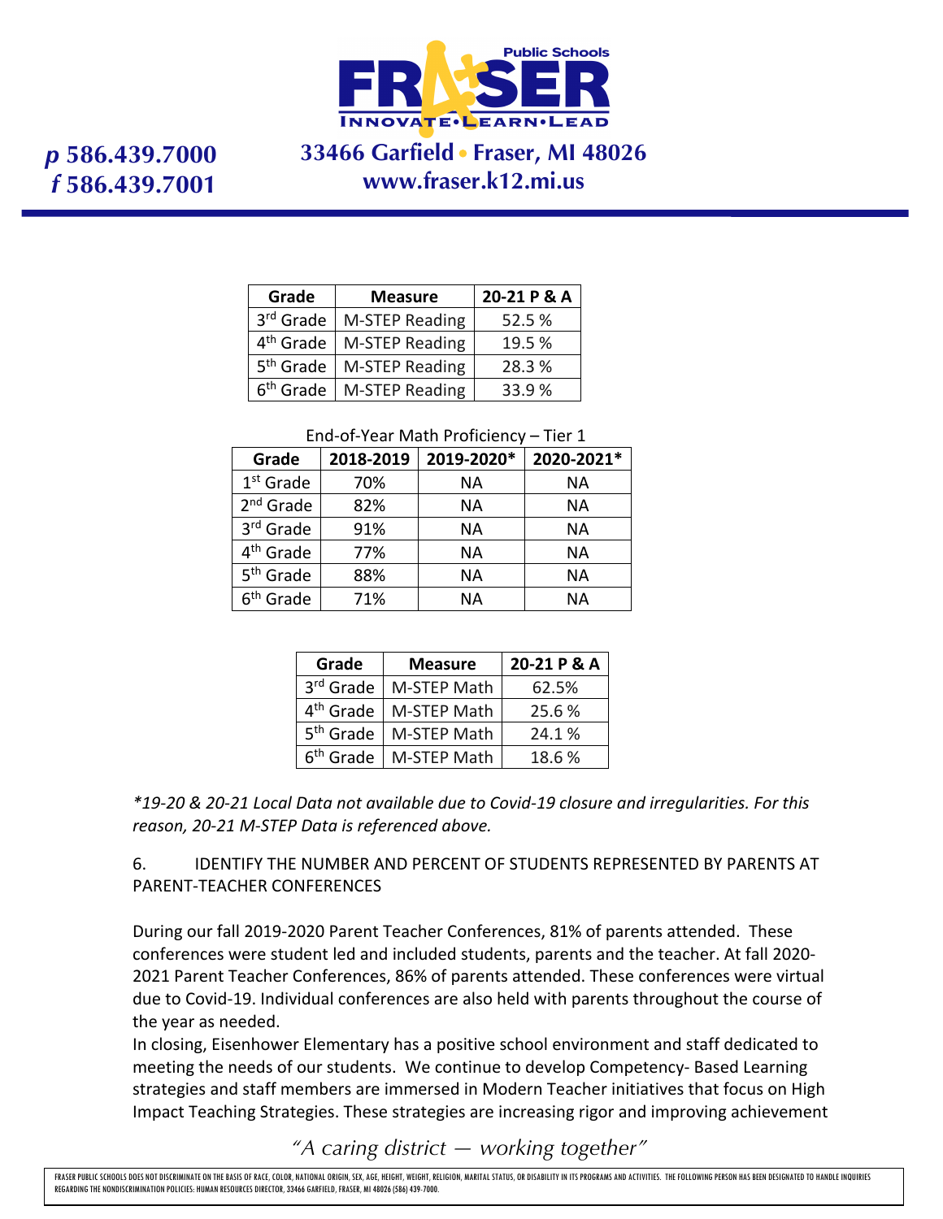| Grade | Measure | 20-21 P & A |
|---|---|---|
| 3rd Grade | M-STEP Reading | 52.5 % |
| 4th Grade | M-STEP Reading | 19.5 % |
| 5th Grade | M-STEP Reading | 28.3 % |
| 6th Grade | M-STEP Reading | 33.9 % |

End-of-Year Math Proficiency – Tier 1

| Grade | 2018-2019 | 2019-2020* | 2020-2021* |
|---|---|---|---|
| 1st Grade | 70% | NA | NA |
| 2nd Grade | 82% | NA | NA |
| 3rd Grade | 91% | NA | NA |
| 4th Grade | 77% | NA | NA |
| 5th Grade | 88% | NA | NA |
| 6th Grade | 71% | NA | NA |

| Grade | Measure | 20-21 P & A |
|---|---|---|
| 3rd Grade | M-STEP Math | 62.5% |
| 4th Grade | M-STEP Math | 25.6 % |
| 5th Grade | M-STEP Math | 24.1 % |
| 6th Grade | M-STEP Math | 18.6 % |

*\*19-20 & 20-21 Local Data not available due to Covid-19 closure and irregularities. For this reason, 20-21 M-STEP Data is referenced above.*

6. IDENTIFY THE NUMBER AND PERCENT OF STUDENTS REPRESENTED BY PARENTS AT PARENT-TEACHER CONFERENCES

During our fall 2019-2020 Parent Teacher Conferences, 81% of parents attended. These conferences were student led and included students, parents and the teacher. At fall 2020-2021 Parent Teacher Conferences, 86% of parents attended. These conferences were virtual due to Covid-19. Individual conferences are also held with parents throughout the course of the year as needed.

In closing, Eisenhower Elementary has a positive school environment and staff dedicated to meeting the needs of our students. We continue to develop Competency- Based Learning strategies and staff members are immersed in Modern Teacher initiatives that focus on High Impact Teaching Strategies. These strategies are increasing rigor and improving achievement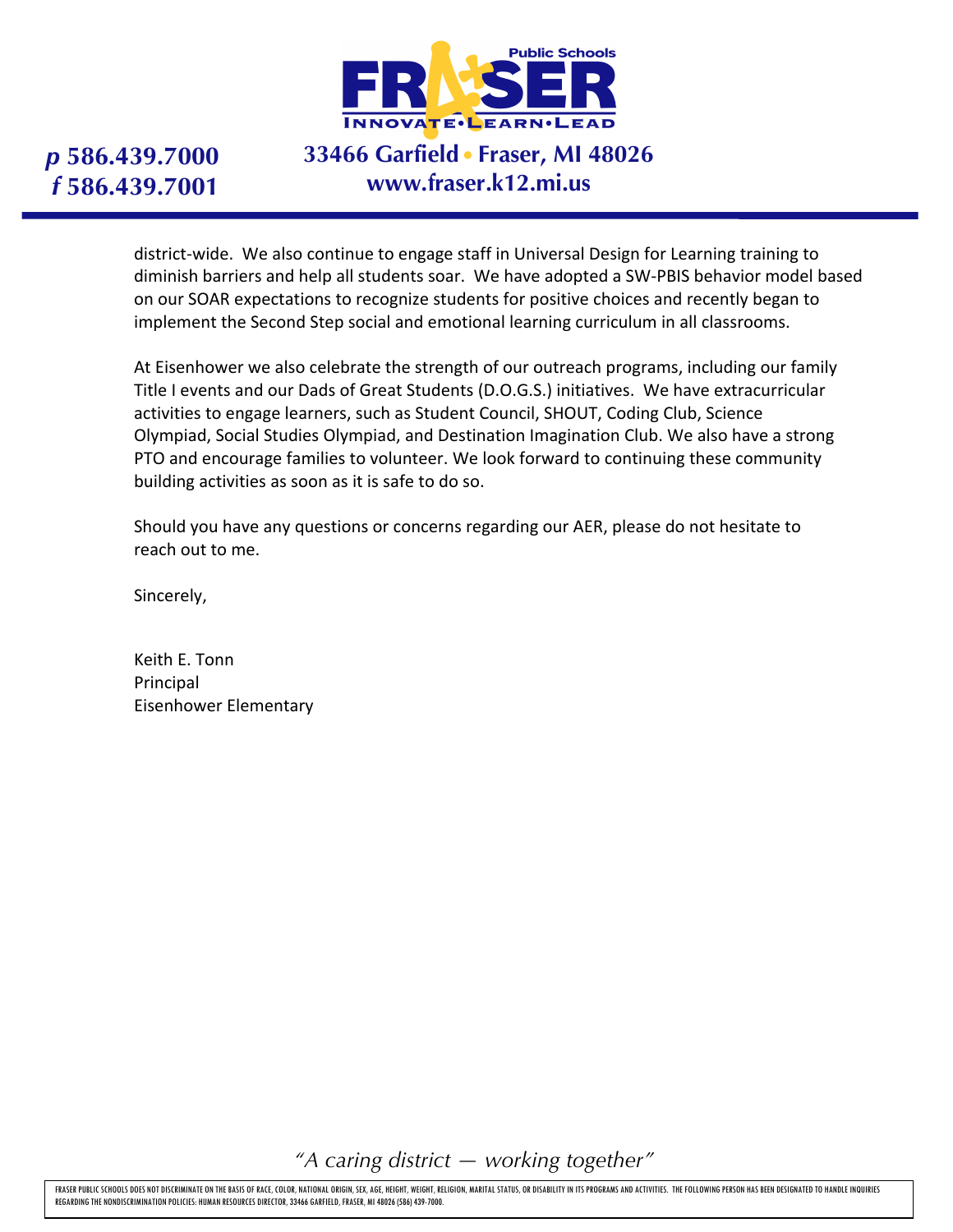district-wide. We also continue to engage staff in Universal Design for Learning training to diminish barriers and help all students soar. We have adopted a SW-PBIS behavior model based on our SOAR expectations to recognize students for positive choices and recently began to implement the Second Step social and emotional learning curriculum in all classrooms.

At Eisenhower we also celebrate the strength of our outreach programs, including our family Title I events and our Dads of Great Students (D.O.G.S.) initiatives. We have extracurricular activities to engage learners, such as Student Council, SHOUT, Coding Club, Science Olympiad, Social Studies Olympiad, and Destination Imagination Club. We also have a strong PTO and encourage families to volunteer. We look forward to continuing these community building activities as soon as it is safe to do so.

Should you have any questions or concerns regarding our AER, please do not hesitate to reach out to me.

Sincerely,

Keith E. Tonn
Principal
Eisenhower Elementary